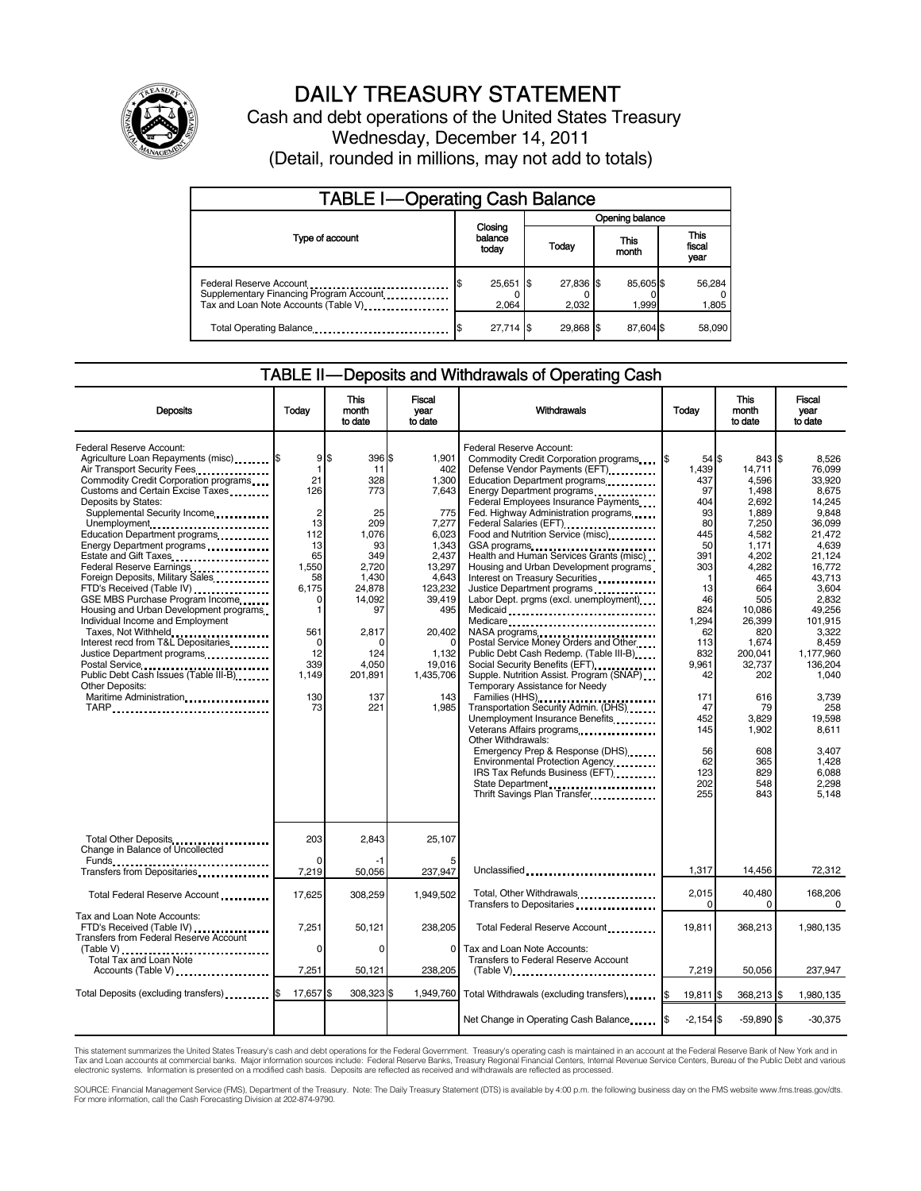# DAILY TREASURY STATEMENT

Cash and debt operations of the United States Treasury

Wednesday, December 14, 2011

(Detail, rounded in millions, may not add to totals)

## TABLE I—Operating Cash Balance

| Type of account | Closing balance today | Opening balance Today | Opening balance This month | Opening balance This fiscal year |
|---|---|---|---|---|
| Federal Reserve Account | $ 25,651 | $ 27,836 | $ 85,605 | $ 56,284 |
| Supplementary Financing Program Account | 0 | 0 | 0 | 0 |
| Tax and Loan Note Accounts (Table V) | 2,064 | 2,032 | 1,999 | 1,805 |
| Total Operating Balance | $ 27,714 | $ 29,868 | $ 87,604 | $ 58,090 |

## TABLE II—Deposits and Withdrawals of Operating Cash

| Deposits | Today | This month to date | Fiscal year to date |
|---|---|---|---|
| Federal Reserve Account: | | | |
| Agriculture Loan Repayments (misc) | $ 9 | $ 396 | $ 1,901 |
| Air Transport Security Fees | 1 | 11 | 402 |
| Commodity Credit Corporation programs | 21 | 328 | 1,300 |
| Customs and Certain Excise Taxes | 126 | 773 | 7,643 |
| Deposits by States: | | | |
| Supplemental Security Income | 2 | 25 | 775 |
| Unemployment | 13 | 209 | 7,277 |
| Education Department programs | 112 | 1,076 | 6,023 |
| Energy Department programs | 13 | 93 | 1,343 |
| Estate and Gift Taxes | 65 | 349 | 2,437 |
| Federal Reserve Earnings | 1,550 | 2,720 | 13,297 |
| Foreign Deposits, Military Sales | 58 | 1,430 | 4,643 |
| FTD's Received (Table IV) | 6,175 | 24,878 | 123,232 |
| GSE MBS Purchase Program Income | 0 | 14,092 | 39,419 |
| Housing and Urban Development programs | 1 | 97 | 495 |
| Individual Income and Employment Taxes, Not Withheld | 561 | 2,817 | 20,402 |
| Interest recd from T&L Depositaries | 0 | 0 | 0 |
| Justice Department programs | 12 | 124 | 1,132 |
| Postal Service | 339 | 4,050 | 19,016 |
| Public Debt Cash Issues (Table III-B) | 1,149 | 201,891 | 1,435,706 |
| Other Deposits: | | | |
| Maritime Administration | 130 | 137 | 143 |
| TARP | 73 | 221 | 1,985 |
| Total Other Deposits | 203 | 2,843 | 25,107 |
| Change in Balance of Uncollected Funds | 0 | -1 | 5 |
| Transfers from Depositaries | 7,219 | 50,056 | 237,947 |
| Total Federal Reserve Account | 17,625 | 308,259 | 1,949,502 |
| Tax and Loan Note Accounts: | | | |
| FTD's Received (Table IV) | 7,251 | 50,121 | 238,205 |
| Transfers from Federal Reserve Account (Table V) | 0 | 0 | 0 |
| Total Tax and Loan Note Accounts (Table V) | 7,251 | 50,121 | 238,205 |
| Total Deposits (excluding transfers) | $ 17,657 | $ 308,323 | $ 1,949,760 |

| Withdrawals | Today | This month to date | Fiscal year to date |
|---|---|---|---|
| Federal Reserve Account: | | | |
| Commodity Credit Corporation programs | $ 54 | $ 843 | $ 8,526 |
| Defense Vendor Payments (EFT) | 1,439 | 14,711 | 76,099 |
| Education Department programs | 437 | 4,596 | 33,920 |
| Energy Department programs | 97 | 1,498 | 8,675 |
| Federal Employees Insurance Payments | 404 | 2,692 | 14,245 |
| Fed. Highway Administration programs | 93 | 1,889 | 9,848 |
| Federal Salaries (EFT) | 80 | 7,250 | 36,099 |
| Food and Nutrition Service (misc) | 445 | 4,582 | 21,472 |
| GSA programs | 50 | 1,171 | 4,639 |
| Health and Human Services Grants (misc) | 391 | 4,202 | 21,124 |
| Housing and Urban Development programs | 303 | 4,282 | 16,772 |
| Interest on Treasury Securities | 1 | 465 | 43,713 |
| Justice Department programs | 13 | 664 | 3,604 |
| Labor Dept. prgms (excl. unemployment) | 46 | 505 | 2,832 |
| Medicaid | 824 | 10,086 | 49,256 |
| Medicare | 1,294 | 26,399 | 101,915 |
| NASA programs | 62 | 820 | 3,322 |
| Postal Service Money Orders and Other | 113 | 1,674 | 8,459 |
| Public Debt Cash Redemp. (Table III-B) | 832 | 200,041 | 1,177,960 |
| Social Security Benefits (EFT) | 9,961 | 32,737 | 136,204 |
| Supple. Nutrition Assist. Program (SNAP) | 42 | 202 | 1,040 |
| Temporary Assistance for Needy Families (HHS) | 171 | 616 | 3,739 |
| Transportation Security Admin. (DHS) | 47 | 79 | 258 |
| Unemployment Insurance Benefits | 452 | 3,829 | 19,598 |
| Veterans Affairs programs | 145 | 1,902 | 8,611 |
| Other Withdrawals: | | | |
| Emergency Prep & Response (DHS) | 56 | 608 | 3,407 |
| Environmental Protection Agency | 62 | 365 | 1,428 |
| IRS Tax Refunds Business (EFT) | 123 | 829 | 6,088 |
| State Department | 202 | 548 | 2,298 |
| Thrift Savings Plan Transfer | 255 | 843 | 5,148 |
| Unclassified | 1,317 | 14,456 | 72,312 |
| Total, Other Withdrawals | 2,015 | 40,480 | 168,206 |
| Transfers to Depositaries | 0 | 0 | 0 |
| Total Federal Reserve Account | 19,811 | 368,213 | 1,980,135 |
| Tax and Loan Note Accounts: | | | |
| Transfers to Federal Reserve Account (Table V) | 7,219 | 50,056 | 237,947 |
| Total Withdrawals (excluding transfers) | $ 19,811 | $ 368,213 | $ 1,980,135 |
| Net Change in Operating Cash Balance | $ -2,154 | $ -59,890 | $ -30,375 |

This statement summarizes the United States Treasury's cash and debt operations for the Federal Government. Treasury's operating cash is maintained in an account at the Federal Reserve Bank of New York and in Tax and Loan accounts at commercial banks. Major information sources include: Federal Reserve Banks, Treasury Regional Financial Centers, Internal Revenue Service Centers, Bureau of the Public Debt and various electronic systems. Information is presented on a modified cash basis. Deposits are reflected as received and withdrawals are reflected as processed.

SOURCE: Financial Management Service (FMS), Department of the Treasury. Note: The Daily Treasury Statement (DTS) is available by 4:00 p.m. the following business day on the FMS website www.fms.treas.gov/dts. For more information, call the Cash Forecasting Division at 202-874-9790.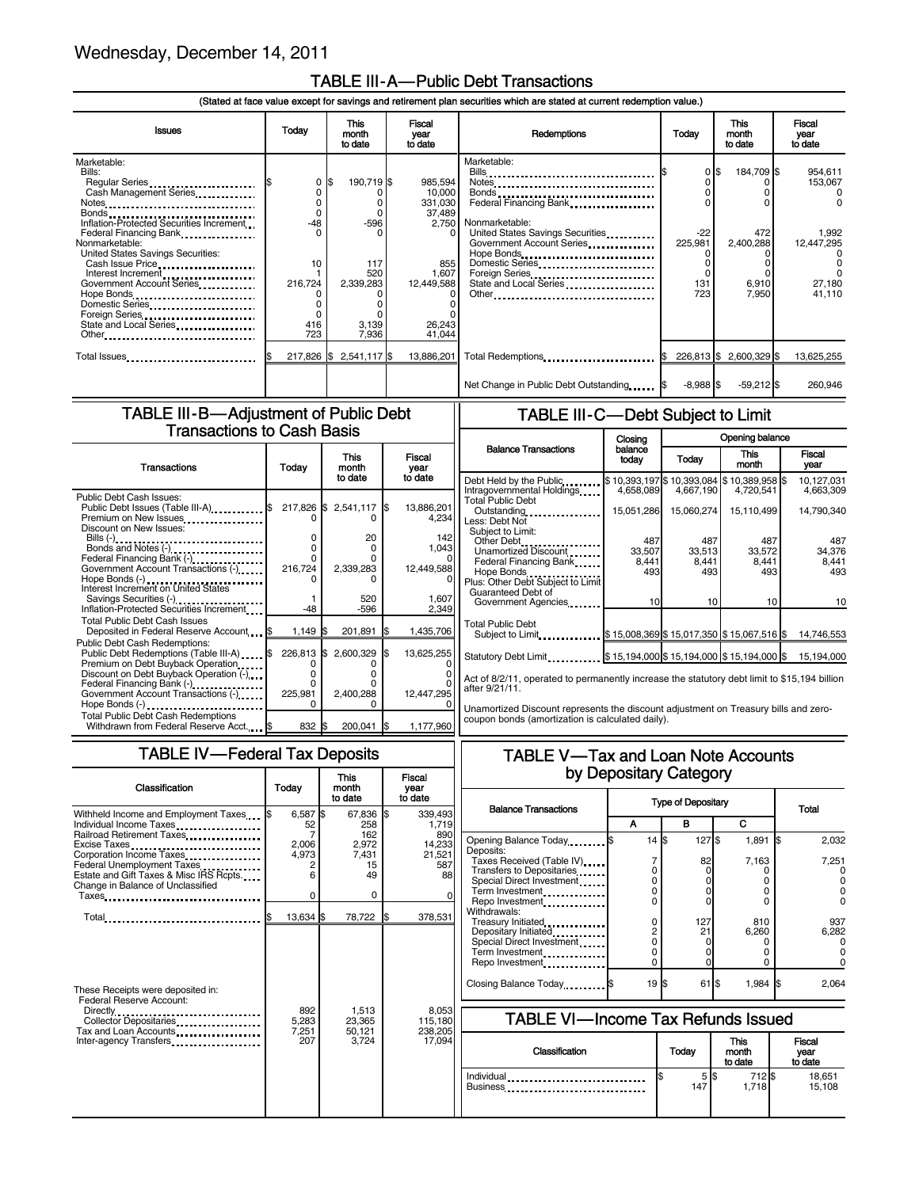Wednesday, December 14, 2011

## TABLE III-A—Public Debt Transactions

(Stated at face value except for savings and retirement plan securities which are stated at current redemption value.)

| Issues | Today | This month to date | Fiscal year to date |
|---|---|---|---|
| Marketable: | | | |
| Bills: | | | |
| Regular Series | $ 0 | $ 190,719 | $ 985,594 |
| Cash Management Series | 0 | 0 | 10,000 |
| Notes | 0 | 0 | 331,030 |
| Bonds | 0 | 0 | 37,489 |
| Inflation-Protected Securities Increment | -48 | -596 | 2,750 |
| Federal Financing Bank | 0 | 0 | 0 |
| Nonmarketable: | | | |
| United States Savings Securities: | | | |
| Cash Issue Price | 10 | 117 | 855 |
| Interest Increment | 1 | 520 | 1,607 |
| Government Account Series | 216,724 | 2,339,283 | 12,449,588 |
| Hope Bonds | 0 | 0 | 0 |
| Domestic Series | 0 | 0 | 0 |
| Foreign Series | 0 | 0 | 0 |
| State and Local Series | 416 | 3,139 | 26,243 |
| Other | 723 | 7,936 | 41,044 |
| Total Issues | $ 217,826 | $ 2,541,117 | $ 13,886,201 |

| Redemptions | Today | This month to date | Fiscal year to date |
|---|---|---|---|
| Marketable: | | | |
| Bills | $ 0 | $ 184,709 | $ 954,611 |
| Notes | 0 | 0 | 153,067 |
| Bonds | 0 | 0 | 0 |
| Federal Financing Bank | 0 | 0 | 0 |
| Nonmarketable: | | | |
| United States Savings Securities | -22 | 472 | 1,992 |
| Government Account Series | 225,981 | 2,400,288 | 12,447,295 |
| Hope Bonds | 0 | 0 | 0 |
| Domestic Series | 0 | 0 | 0 |
| Foreign Series | 0 | 0 | 0 |
| State and Local Series | 131 | 6,910 | 27,180 |
| Other | 723 | 7,950 | 41,110 |
| Total Redemptions | $ 226,813 | $ 2,600,329 | $ 13,625,255 |
| Net Change in Public Debt Outstanding | $ -8,988 | $ -59,212 | $ 260,946 |

## TABLE III-B—Adjustment of Public Debt Transactions to Cash Basis

| Transactions | Today | This month to date | Fiscal year to date |
|---|---|---|---|
| Public Debt Cash Issues: | | | |
| Public Debt Issues (Table III-A) | $ 217,826 | $ 2,541,117 | $ 13,886,201 |
| Premium on New Issues | 0 | 0 | 4,234 |
| Discount on New Issues: | | | |
| Bills (-) | 0 | 20 | 142 |
| Bonds and Notes (-) | 0 | 0 | 1,043 |
| Federal Financing Bank (-) | 0 | 0 | 0 |
| Government Account Transactions (-) | 216,724 | 2,339,283 | 12,449,588 |
| Hope Bonds (-) | 0 | 0 | 0 |
| Interest Increment on United States Savings Securities (-) | 1 | 520 | 1,607 |
| Inflation-Protected Securities Increment | -48 | -596 | 2,349 |
| Total Public Debt Cash Issues Deposited in Federal Reserve Account | $ 1,149 | $ 201,891 | $ 1,435,706 |
| Public Debt Cash Redemptions: | | | |
| Public Debt Redemptions (Table III-A) | $ 226,813 | $ 2,600,329 | $ 13,625,255 |
| Premium on Debt Buyback Operation | 0 | 0 | 0 |
| Discount on Debt Buyback Operation (-) | 0 | 0 | 0 |
| Federal Financing Bank (-) | 0 | 0 | 0 |
| Government Account Transactions (-) | 225,981 | 2,400,288 | 12,447,295 |
| Hope Bonds (-) | 0 | 0 | 0 |
| Total Public Debt Cash Redemptions Withdrawn from Federal Reserve Acct. | $ 832 | $ 200,041 | $ 1,177,960 |

## TABLE III-C—Debt Subject to Limit

| Balance Transactions | Closing balance today | Opening balance Today | Opening balance This month | Opening balance Fiscal year |
|---|---|---|---|---|
| Debt Held by the Public | $ 10,393,197 | $ 10,393,084 | $ 10,389,958 | $ 10,127,031 |
| Intragovernmental Holdings | 4,658,089 | 4,667,190 | 4,720,541 | 4,663,309 |
| Total Public Debt Outstanding | 15,051,286 | 15,060,274 | 15,110,499 | 14,790,340 |
| Less: Debt Not Subject to Limit: | | | | |
| Other Debt | 487 | 487 | 487 | 487 |
| Unamortized Discount | 33,507 | 33,513 | 33,572 | 34,376 |
| Federal Financing Bank | 8,441 | 8,441 | 8,441 | 8,441 |
| Hope Bonds | 493 | 493 | 493 | 493 |
| Plus: Other Debt Subject to Limit | | | | |
| Guaranteed Debt of Government Agencies | 10 | 10 | 10 | 10 |
| Total Public Debt Subject to Limit | $ 15,008,369 | $ 15,017,350 | $ 15,067,516 | $ 14,746,553 |
| Statutory Debt Limit | $ 15,194,000 | $ 15,194,000 | $ 15,194,000 | $ 15,194,000 |

Act of 8/2/11, operated to permanently increase the statutory debt limit to $15,194 billion after 9/21/11.

Unamortized Discount represents the discount adjustment on Treasury bills and zero-coupon bonds (amortization is calculated daily).

## TABLE IV—Federal Tax Deposits

| Classification | Today | This month to date | Fiscal year to date |
|---|---|---|---|
| Withheld Income and Employment Taxes | $ 6,587 | $ 67,836 | $ 339,493 |
| Individual Income Taxes | 52 | 258 | 1,719 |
| Railroad Retirement Taxes | 7 | 162 | 890 |
| Excise Taxes | 2,006 | 2,972 | 14,233 |
| Corporation Income Taxes | 4,973 | 7,431 | 21,521 |
| Federal Unemployment Taxes | 2 | 15 | 587 |
| Estate and Gift Taxes & Misc IRS Rcpts. | 6 | 49 | 88 |
| Change in Balance of Unclassified Taxes | 0 | 0 | 0 |
| Total | $ 13,634 | $ 78,722 | $ 378,531 |
| These Receipts were deposited in: | | | |
| Federal Reserve Account: | | | |
| Directly | 892 | 1,513 | 8,053 |
| Collector Depositaries | 5,283 | 23,365 | 115,180 |
| Tax and Loan Accounts | 7,251 | 50,121 | 238,205 |
| Inter-agency Transfers | 207 | 3,724 | 17,094 |

## TABLE V—Tax and Loan Note Accounts by Depositary Category

| Balance Transactions | Type of Depositary A | B | C | Total |
|---|---|---|---|---|
| Opening Balance Today | $ 14 | $ 127 | $ 1,891 | $ 2,032 |
| Deposits: | | | | |
| Taxes Received (Table IV) | 7 | 82 | 7,163 | 7,251 |
| Transfers to Depositaries | 0 | 0 | 0 | 0 |
| Special Direct Investment | 0 | 0 | 0 | 0 |
| Term Investment | 0 | 0 | 0 | 0 |
| Repo Investment | 0 | 0 | 0 | 0 |
| Withdrawals: | | | | |
| Treasury Initiated | 0 | 127 | 810 | 937 |
| Depositary Initiated | 2 | 21 | 6,260 | 6,282 |
| Special Direct Investment | 0 | 0 | 0 | 0 |
| Term Investment | 0 | 0 | 0 | 0 |
| Repo Investment | 0 | 0 | 0 | 0 |
| Closing Balance Today | $ 19 | $ 61 | $ 1,984 | $ 2,064 |

## TABLE VI—Income Tax Refunds Issued

| Classification | Today | This month to date | Fiscal year to date |
|---|---|---|---|
| Individual | $ 5 | $ 712 | $ 18,651 |
| Business | 147 | 1,718 | 15,108 |